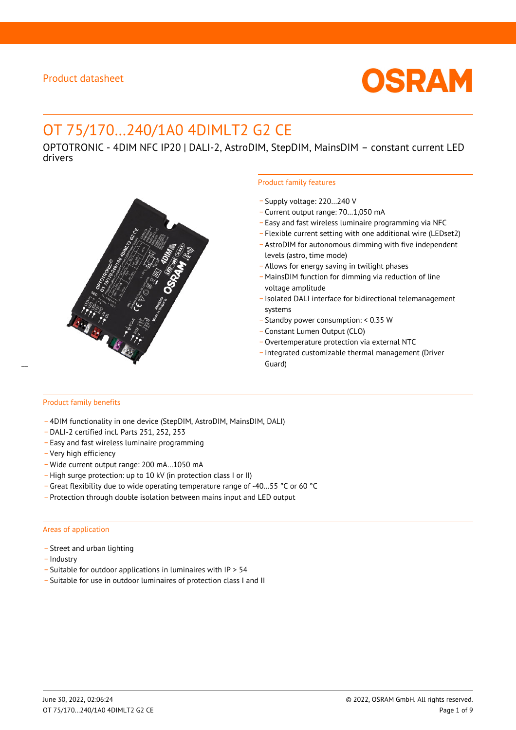Product datasheet

# OT 75/170...240/1A0 4DIMLT2 G2 CE

OPTOTRONIC - 4DIM NFC IP20 | DALI-2, AstroDIM, StepDIM, MainsDIM – constant current LED drivers

## Product family features

- Supply voltage: 220...240 V
- Current output range: 70...1,050 mA
- Easy and fast wireless luminaire programming via NFC
- Flexible current setting with one additional wire (LEDset2)
- AstroDIM for autonomous dimming with five independent levels (astro, time mode)
- Allows for energy saving in twilight phases
- MainsDIM function for dimming via reduction of line voltage amplitude
- Isolated DALI interface for bidirectional telemanagement systems
- Standby power consumption: < 0.35 W
- Constant Lumen Output (CLO)
- Overtemperature protection via external NTC
- Integrated customizable thermal management (Driver Guard)

## Product family benefits

- 4DIM functionality in one device (StepDIM, AstroDIM, MainsDIM, DALI)
- DALI-2 certified incl. Parts 251, 252, 253
- Easy and fast wireless luminaire programming
- Very high efficiency
- Wide current output range: 200 mA...1050 mA
- High surge protection: up to 10 kV (in protection class I or II)
- Great flexibility due to wide operating temperature range of -40...55 °C or 60 °C
- Protection through double isolation between mains input and LED output

## Areas of application

- Street and urban lighting
- Industry
- Suitable for outdoor applications in luminaires with IP > 54
- Suitable for use in outdoor luminaires of protection class I and II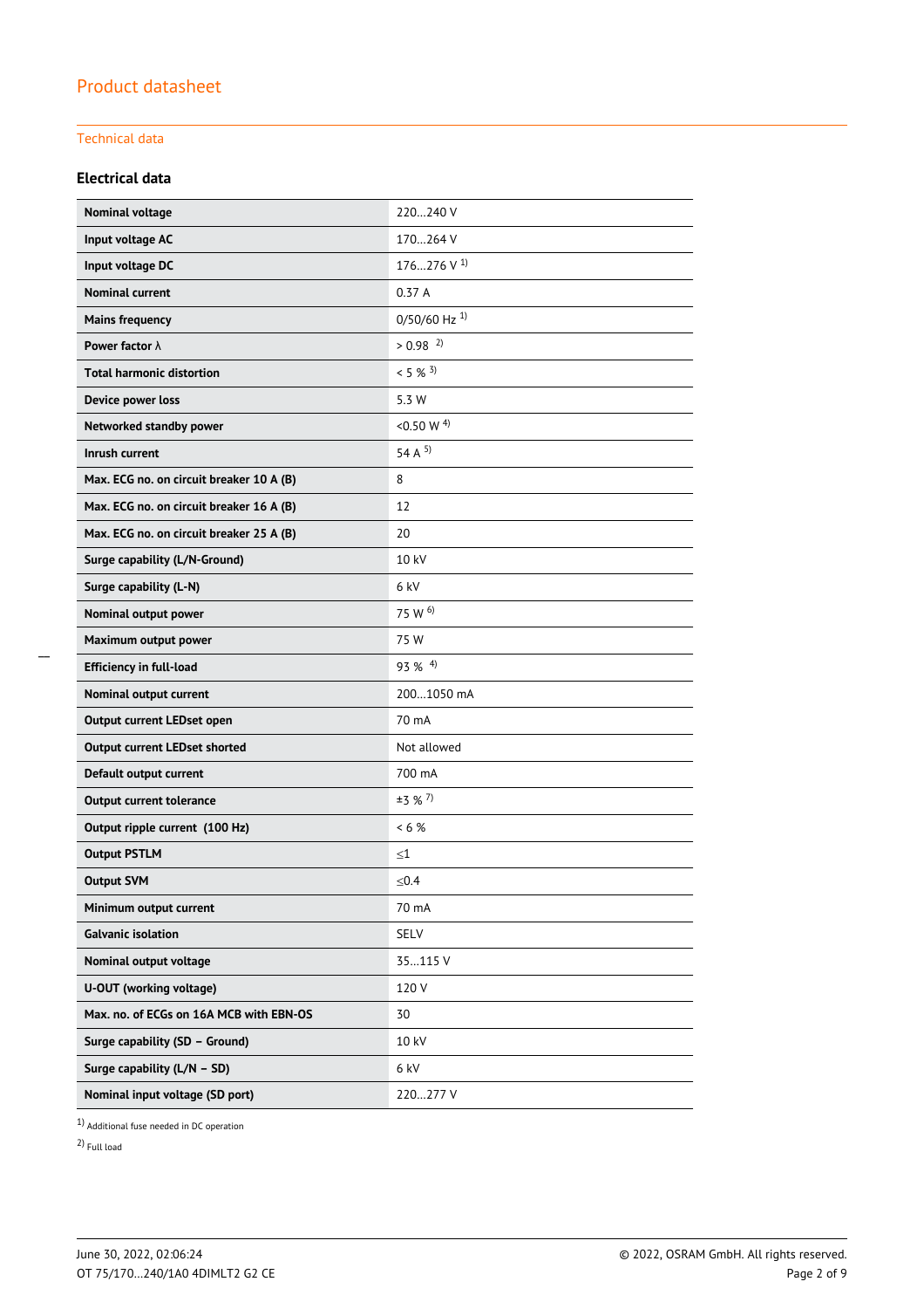Product datasheet

Technical data

### Electrical data

| | |
|---|---|
| **Nominal voltage** | 220…240 V |
| **Input voltage AC** | 170…264 V |
| **Input voltage DC** | 176…276 V [1] |
| **Nominal current** | 0.37 A |
| **Mains frequency** | 0/50/60 Hz [1] |
| **Power factor λ** | > 0.98 [2] |
| **Total harmonic distortion** | < 5 % [3] |
| **Device power loss** | 5.3 W |
| **Networked standby power** | <0.50 W [4] |
| **Inrush current** | 54 A [5] |
| **Max. ECG no. on circuit breaker 10 A (B)** | 8 |
| **Max. ECG no. on circuit breaker 16 A (B)** | 12 |
| **Max. ECG no. on circuit breaker 25 A (B)** | 20 |
| **Surge capability (L/N-Ground)** | 10 kV |
| **Surge capability (L-N)** | 6 kV |
| **Nominal output power** | 75 W [6] |
| **Maximum output power** | 75 W |
| **Efficiency in full-load** | 93 % [4] |
| **Nominal output current** | 200…1050 mA |
| **Output current LEDset open** | 70 mA |
| **Output current LEDset shorted** | Not allowed |
| **Default output current** | 700 mA |
| **Output current tolerance** | ±3 % [7] |
| **Output ripple current (100 Hz)** | < 6 % |
| **Output PSTLM** | ≤1 |
| **Output SVM** | ≤0.4 |
| **Minimum output current** | 70 mA |
| **Galvanic isolation** | SELV |
| **Nominal output voltage** | 35…115 V |
| **U-OUT (working voltage)** | 120 V |
| **Max. no. of ECGs on 16A MCB with EBN-OS** | 30 |
| **Surge capability (SD – Ground)** | 10 kV |
| **Surge capability (L/N – SD)** | 6 kV |
| **Nominal input voltage (SD port)** | 220…277 V |

[1] Additional fuse needed in DC operation

[2] Full load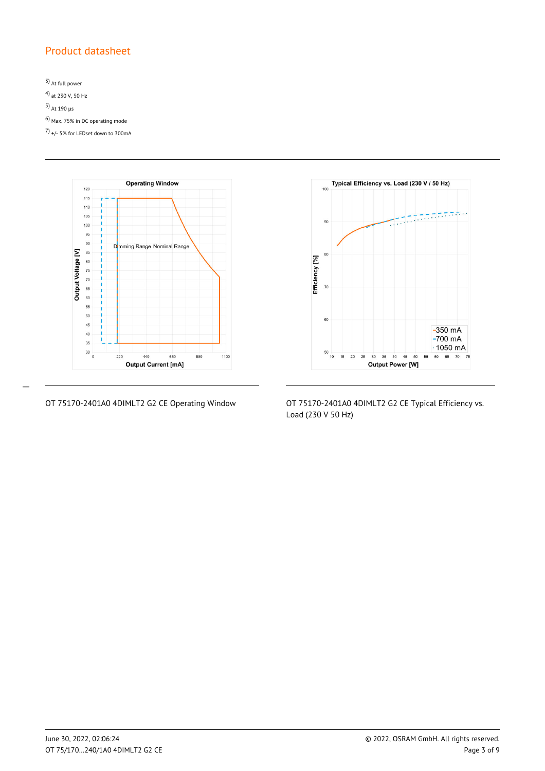3) At full power

4) at 230 V, 50 Hz

5) At 190 µs

6) Max. 75% in DC operating mode

7) +/- 5% for LEDset down to 300mA

---

OT 75170-2401A0 4DIMLT2 G2 CE Operating Window

OT 75170-2401A0 4DIMLT2 G2 CE Typical Efficiency vs. Load (230 V 50 Hz)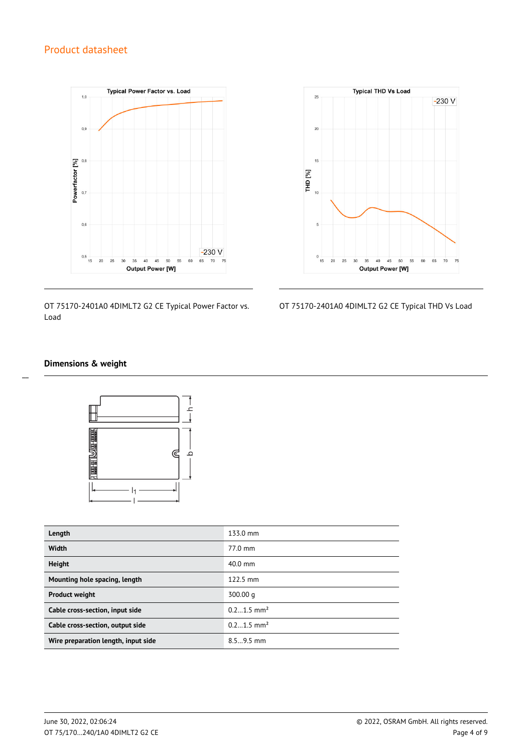OT 75170-2401A0 4DIMLT2 G2 CE Typical Power Factor vs. Load

OT 75170-2401A0 4DIMLT2 G2 CE Typical THD Vs Load

### Dimensions & weight

| | |
|---|---|
| **Length** | 133.0 mm |
| **Width** | 77.0 mm |
| **Height** | 40.0 mm |
| **Mounting hole spacing, length** | 122.5 mm |
| **Product weight** | 300.00 g |
| **Cable cross-section, input side** | 0.2…1.5 mm² |
| **Cable cross-section, output side** | 0.2…1.5 mm² |
| **Wire preparation length, input side** | 8.5…9.5 mm |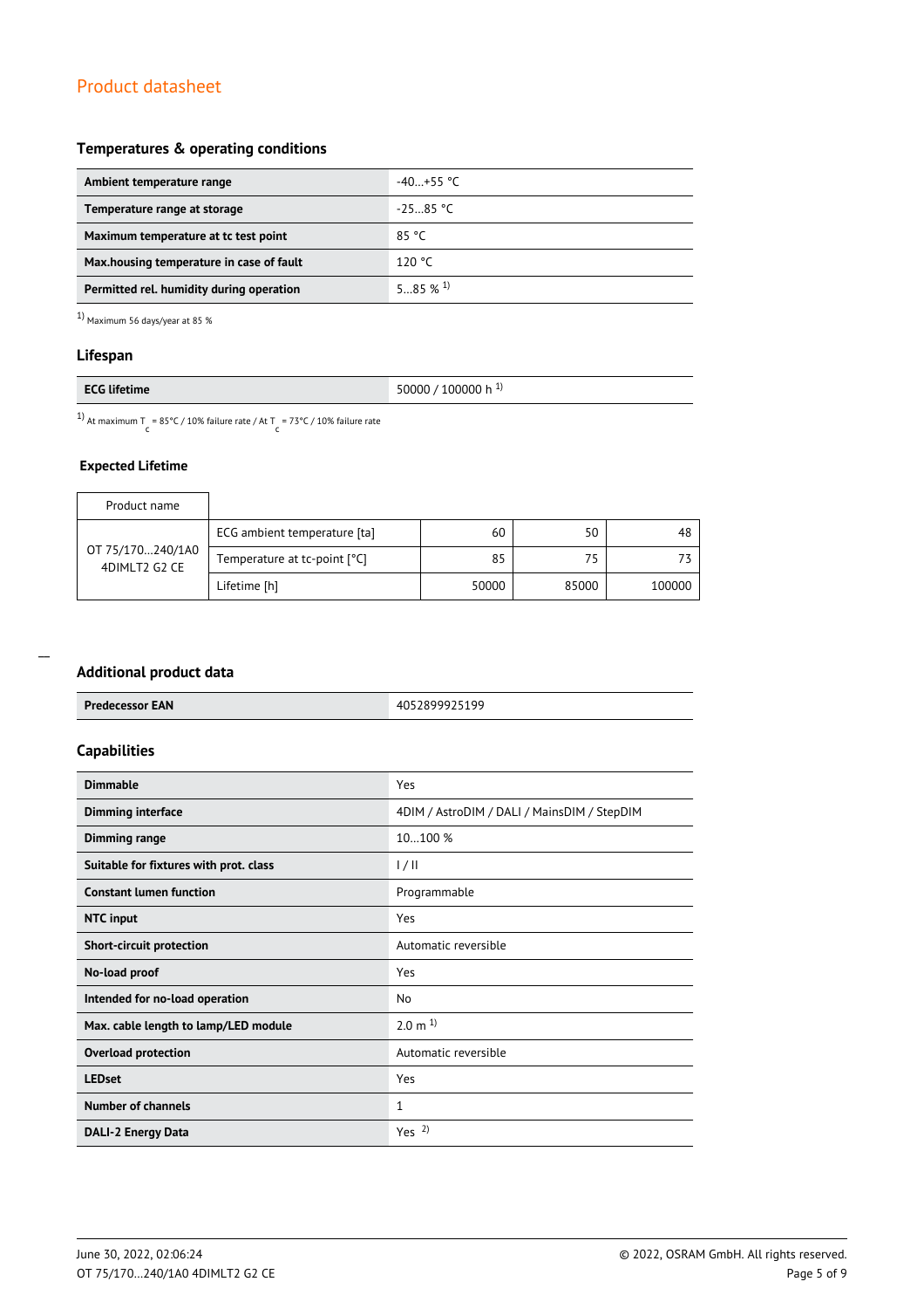## Temperatures & operating conditions

| | |
|---|---|
| **Ambient temperature range** | -40…+55 °C |
| **Temperature range at storage** | -25…85 °C |
| **Maximum temperature at tc test point** | 85 °C |
| **Max.housing temperature in case of fault** | 120 °C |
| **Permitted rel. humidity during operation** | 5…85 % [1] |

[1] Maximum 56 days/year at 85 %

## Lifespan

| | |
|---|---|
| **ECG lifetime** | 50000 / 100000 h [1] |

[1] At maximum $T_c$ = 85°C / 10% failure rate / At $T_c$ = 73°C / 10% failure rate

### Expected Lifetime

| Product name | | | | |
|---|---|---|---|---|
| OT 75/170…240/1A0 4DIMLT2 G2 CE | ECG ambient temperature [ta] | 60 | 50 | 48 |
| | Temperature at tc-point [°C] | 85 | 75 | 73 |
| | Lifetime [h] | 50000 | 85000 | 100000 |

## Additional product data

| | |
|---|---|
| **Predecessor EAN** | 4052899925199 |

## Capabilities

| | |
|---|---|
| **Dimmable** | Yes |
| **Dimming interface** | 4DIM / AstroDIM / DALI / MainsDIM / StepDIM |
| **Dimming range** | 10…100 % |
| **Suitable for fixtures with prot. class** | I / II |
| **Constant lumen function** | Programmable |
| **NTC input** | Yes |
| **Short-circuit protection** | Automatic reversible |
| **No-load proof** | Yes |
| **Intended for no-load operation** | No |
| **Max. cable length to lamp/LED module** | 2.0 m [1] |
| **Overload protection** | Automatic reversible |
| **LEDset** | Yes |
| **Number of channels** | 1 |
| **DALI-2 Energy Data** | Yes [2] |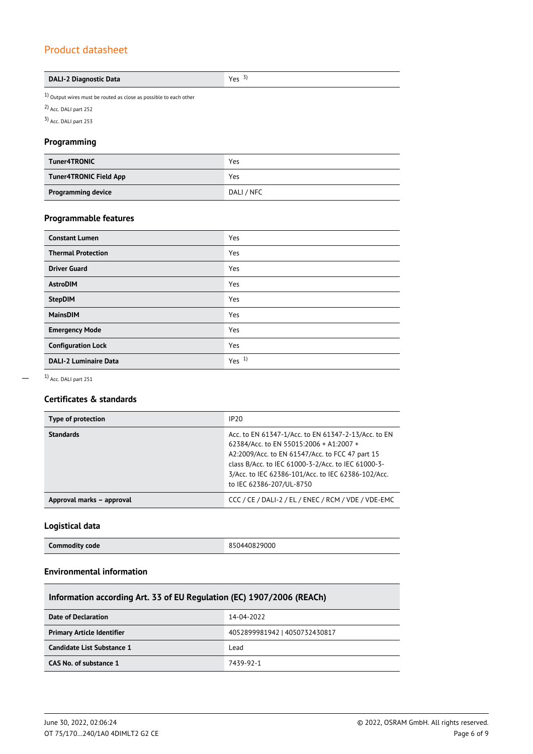# Product datasheet

| DALI-2 Diagnostic Data | Yes [3] |
| --- | --- |

[1] Output wires must be routed as close as possible to each other

[2] Acc. DALI part 252

[3] Acc. DALI part 253

### Programming

| Tuner4TRONIC | Yes |
| --- | --- |
| Tuner4TRONIC Field App | Yes |
| Programming device | DALI / NFC |

### Programmable features

| Constant Lumen | Yes |
| --- | --- |
| Thermal Protection | Yes |
| Driver Guard | Yes |
| AstroDIM | Yes |
| StepDIM | Yes |
| MainsDIM | Yes |
| Emergency Mode | Yes |
| Configuration Lock | Yes |
| DALI-2 Luminaire Data | Yes [1] |

[1] Acc. DALI part 251

### Certificates & standards

| Type of protection | IP20 |
| --- | --- |
| Standards | Acc. to EN 61347-1/Acc. to EN 61347-2-13/Acc. to EN 62384/Acc. to EN 55015:2006 + A1:2007 + A2:2009/Acc. to EN 61547/Acc. to FCC 47 part 15 class B/Acc. to IEC 61000-3-2/Acc. to IEC 61000-3-3/Acc. to IEC 62386-101/Acc. to IEC 62386-102/Acc. to IEC 62386-207/UL-8750 |
| Approval marks – approval | CCC / CE / DALI-2 / EL / ENEC / RCM / VDE / VDE-EMC |

### Logistical data

| Commodity code | 850440829000 |
| --- | --- |

### Environmental information

| Information according Art. 33 of EU Regulation (EC) 1907/2006 (REACh) | |
| --- | --- |
| Date of Declaration | 14-04-2022 |
| Primary Article Identifier | 4052899981942 \| 4050732430817 |
| Candidate List Substance 1 | Lead |
| CAS No. of substance 1 | 7439-92-1 |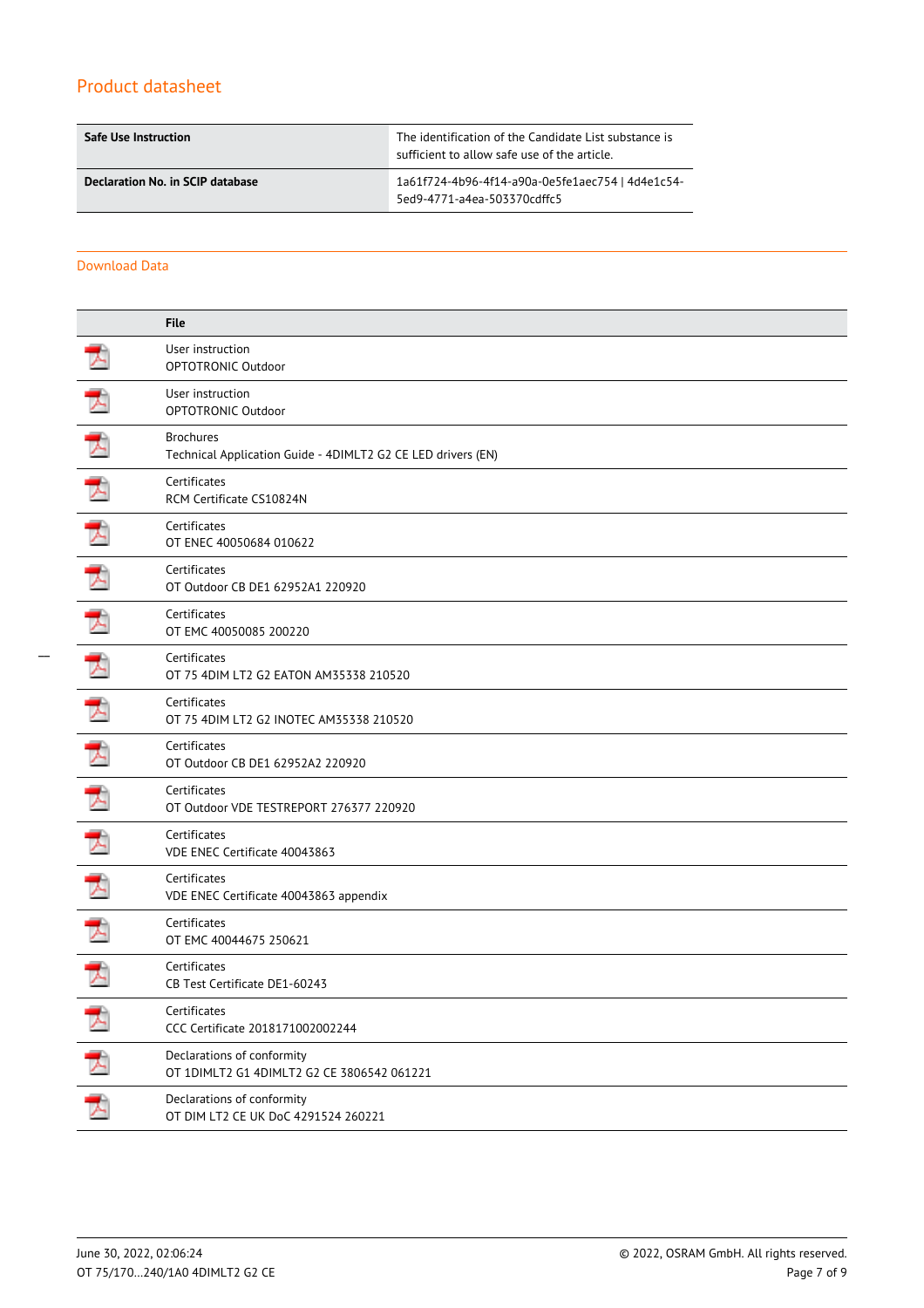## Product datasheet

| | |
|---|---|
| **Safe Use Instruction** | The identification of the Candidate List substance is sufficient to allow safe use of the article. |
| **Declaration No. in SCIP database** | 1a61f724-4b96-4f14-a90a-0e5fe1aec754 \| 4d4e1c54-5ed9-4771-a4ea-503370cdffc5 |

## Download Data

| | File |
|---|---|
| | User instruction<br>OPTOTRONIC Outdoor |
| | User instruction<br>OPTOTRONIC Outdoor |
| | Brochures<br>Technical Application Guide - 4DIMLT2 G2 CE LED drivers (EN) |
| | Certificates<br>RCM Certificate CS10824N |
| | Certificates<br>OT ENEC 40050684 010622 |
| | Certificates<br>OT Outdoor CB DE1 62952A1 220920 |
| | Certificates<br>OT EMC 40050085 200220 |
| | Certificates<br>OT 75 4DIM LT2 G2 EATON AM35338 210520 |
| | Certificates<br>OT 75 4DIM LT2 G2 INOTEC AM35338 210520 |
| | Certificates<br>OT Outdoor CB DE1 62952A2 220920 |
| | Certificates<br>OT Outdoor VDE TESTREPORT 276377 220920 |
| | Certificates<br>VDE ENEC Certificate 40043863 |
| | Certificates<br>VDE ENEC Certificate 40043863 appendix |
| | Certificates<br>OT EMC 40044675 250621 |
| | Certificates<br>CB Test Certificate DE1-60243 |
| | Certificates<br>CCC Certificate 2018171002002244 |
| | Declarations of conformity<br>OT 1DIMLT2 G1 4DIMLT2 G2 CE 3806542 061221 |
| | Declarations of conformity<br>OT DIM LT2 CE UK DoC 4291524 260221 |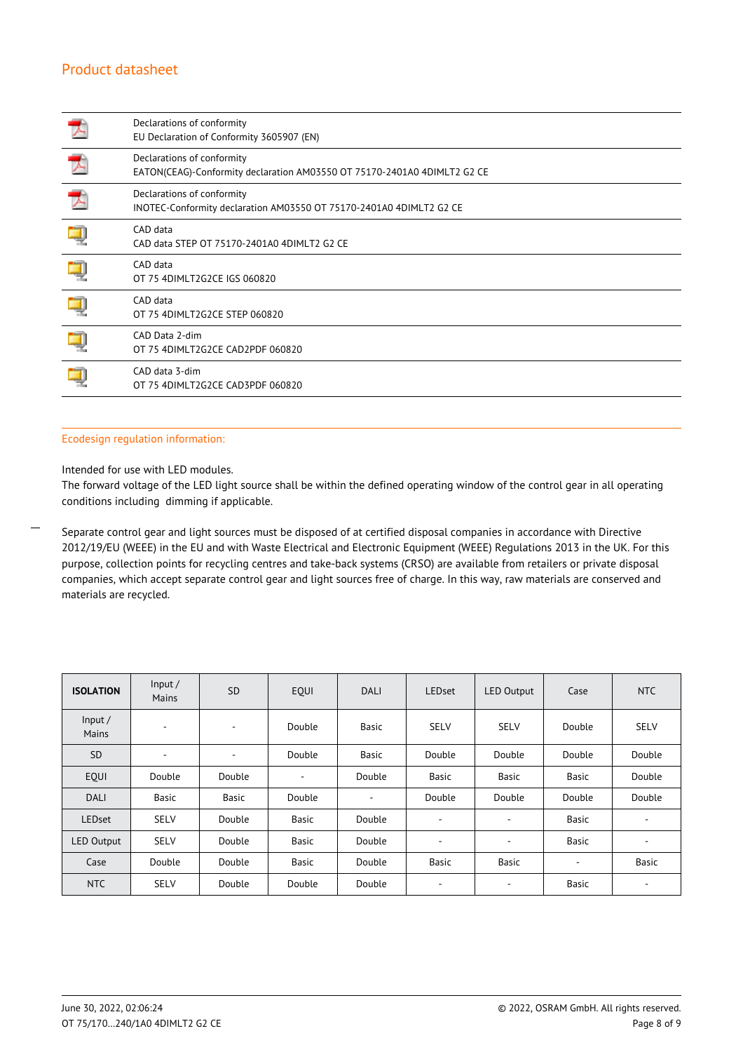## Product datasheet

| | |
|---|---|
| | Declarations of conformity<br>EU Declaration of Conformity 3605907 (EN) |
| | Declarations of conformity<br>EATON(CEAG)-Conformity declaration AM03550 OT 75170-2401A0 4DIMLT2 G2 CE |
| | Declarations of conformity<br>INOTEC-Conformity declaration AM03550 OT 75170-2401A0 4DIMLT2 G2 CE |
| | CAD data<br>CAD data STEP OT 75170-2401A0 4DIMLT2 G2 CE |
| | CAD data<br>OT 75 4DIMLT2G2CE IGS 060820 |
| | CAD data<br>OT 75 4DIMLT2G2CE STEP 060820 |
| | CAD Data 2-dim<br>OT 75 4DIMLT2G2CE CAD2PDF 060820 |
| | CAD data 3-dim<br>OT 75 4DIMLT2G2CE CAD3PDF 060820 |

### Ecodesign regulation information:

Intended for use with LED modules.
The forward voltage of the LED light source shall be within the defined operating window of the control gear in all operating conditions including dimming if applicable.

Separate control gear and light sources must be disposed of at certified disposal companies in accordance with Directive 2012/19/EU (WEEE) in the EU and with Waste Electrical and Electronic Equipment (WEEE) Regulations 2013 in the UK. For this purpose, collection points for recycling centres and take-back systems (CRSO) are available from retailers or private disposal companies, which accept separate control gear and light sources free of charge. In this way, raw materials are conserved and materials are recycled.

| **ISOLATION** | Input / Mains | SD | EQUI | DALI | LEDset | LED Output | Case | NTC |
|---|---|---|---|---|---|---|---|---|
| Input / Mains | - | - | Double | Basic | SELV | SELV | Double | SELV |
| SD | - | - | Double | Basic | Double | Double | Double | Double |
| EQUI | Double | Double | - | Double | Basic | Basic | Basic | Double |
| DALI | Basic | Basic | Double | - | Double | Double | Double | Double |
| LEDset | SELV | Double | Basic | Double | - | - | Basic | - |
| LED Output | SELV | Double | Basic | Double | - | - | Basic | - |
| Case | Double | Double | Basic | Double | Basic | Basic | - | Basic |
| NTC | SELV | Double | Double | Double | - | - | Basic | - |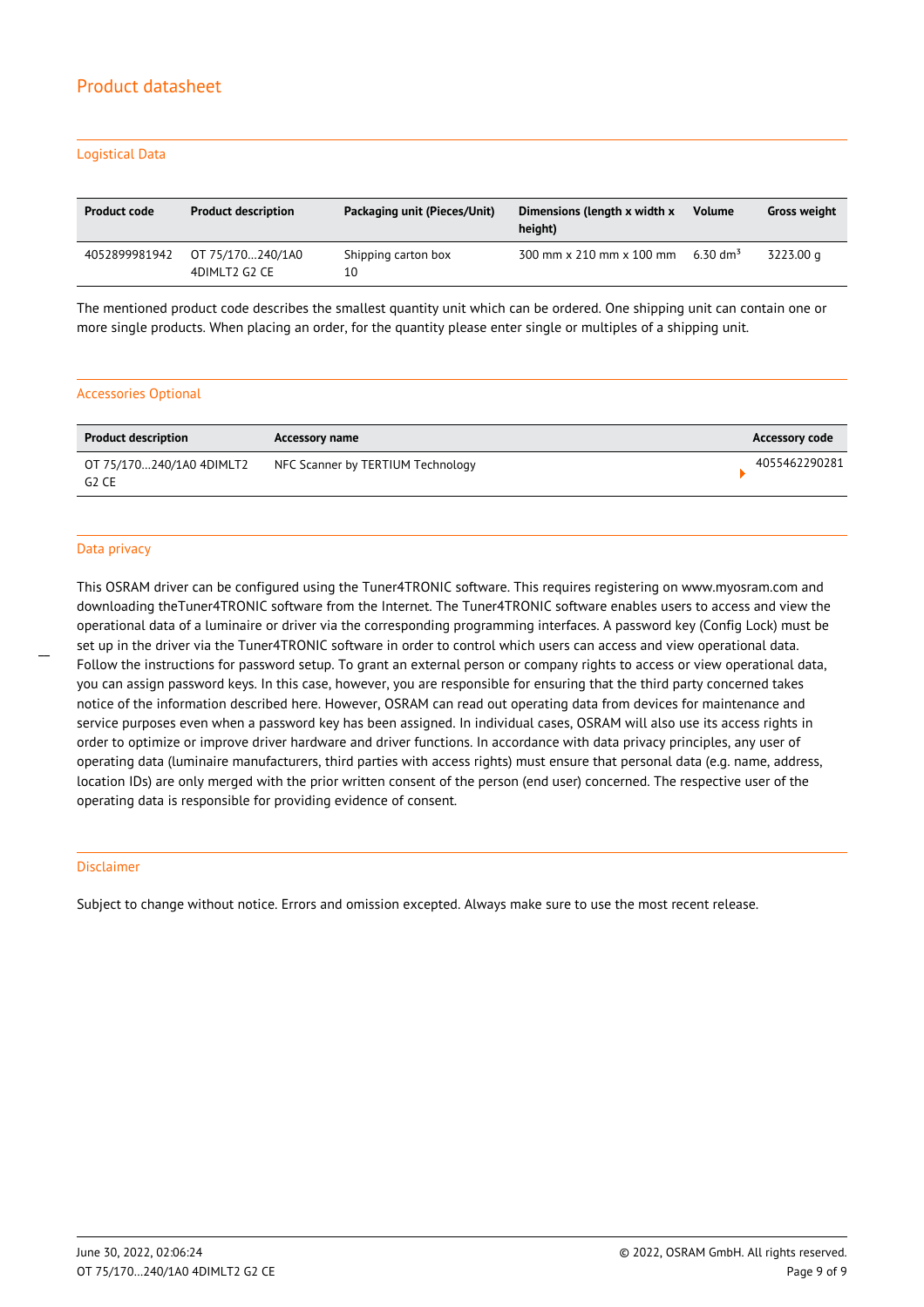## Logistical Data

| Product code | Product description | Packaging unit (Pieces/Unit) | Dimensions (length x width x height) | Volume | Gross weight |
|---|---|---|---|---|---|
| 4052899981942 | OT 75/170…240/1A0 4DIMLT2 G2 CE | Shipping carton box 10 | 300 mm x 210 mm x 100 mm | 6.30 $dm^3$ | 3223.00 g |

The mentioned product code describes the smallest quantity unit which can be ordered. One shipping unit can contain one or more single products. When placing an order, for the quantity please enter single or multiples of a shipping unit.

## Accessories Optional

| Product description | Accessory name | Accessory code |
|---|---|---|
| OT 75/170…240/1A0 4DIMLT2 G2 CE | NFC Scanner by TERTIUM Technology | 4055462290281 |

## Data privacy

This OSRAM driver can be configured using the Tuner4TRONIC software. This requires registering on www.myosram.com and downloading theTuner4TRONIC software from the Internet. The Tuner4TRONIC software enables users to access and view the operational data of a luminaire or driver via the corresponding programming interfaces. A password key (Config Lock) must be set up in the driver via the Tuner4TRONIC software in order to control which users can access and view operational data. Follow the instructions for password setup. To grant an external person or company rights to access or view operational data, you can assign password keys. In this case, however, you are responsible for ensuring that the third party concerned takes notice of the information described here. However, OSRAM can read out operating data from devices for maintenance and service purposes even when a password key has been assigned. In individual cases, OSRAM will also use its access rights in order to optimize or improve driver hardware and driver functions. In accordance with data privacy principles, any user of operating data (luminaire manufacturers, third parties with access rights) must ensure that personal data (e.g. name, address, location IDs) are only merged with the prior written consent of the person (end user) concerned. The respective user of the operating data is responsible for providing evidence of consent.

## Disclaimer

Subject to change without notice. Errors and omission excepted. Always make sure to use the most recent release.